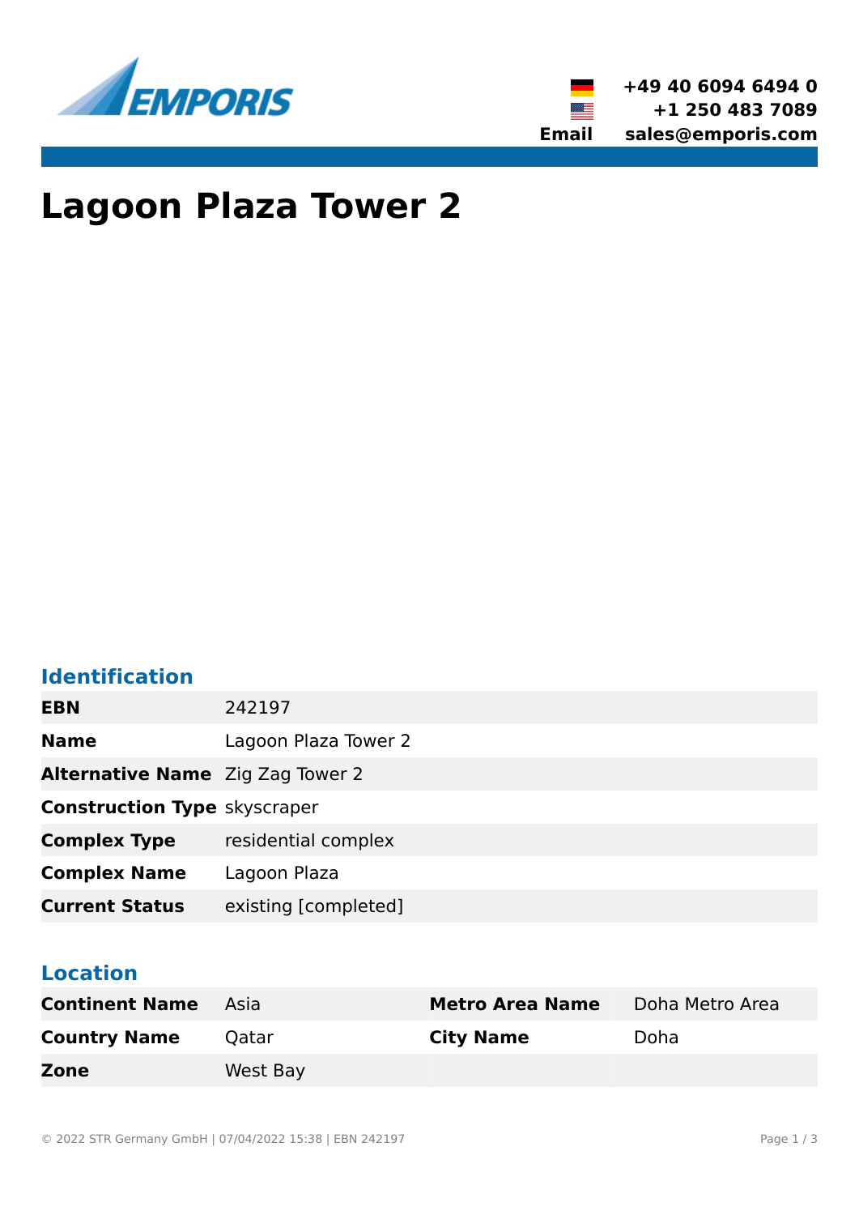+49 40 6094 6494 0
+1 250 483 7089
**Email** sales@emporis.com

# Lagoon Plaza Tower 2

## Identification

| | |
|---|---|
| **EBN** | 242197 |
| **Name** | Lagoon Plaza Tower 2 |
| **Alternative Name** | Zig Zag Tower 2 |
| **Construction Type** | skyscraper |
| **Complex Type** | residential complex |
| **Complex Name** | Lagoon Plaza |
| **Current Status** | existing [completed] |

## Location

| | | | |
|---|---|---|---|
| **Continent Name** | Asia | **Metro Area Name** | Doha Metro Area |
| **Country Name** | Qatar | **City Name** | Doha |
| **Zone** | West Bay | | |

© 2022 STR Germany GmbH | 07/04/2022 15:38 | EBN 242197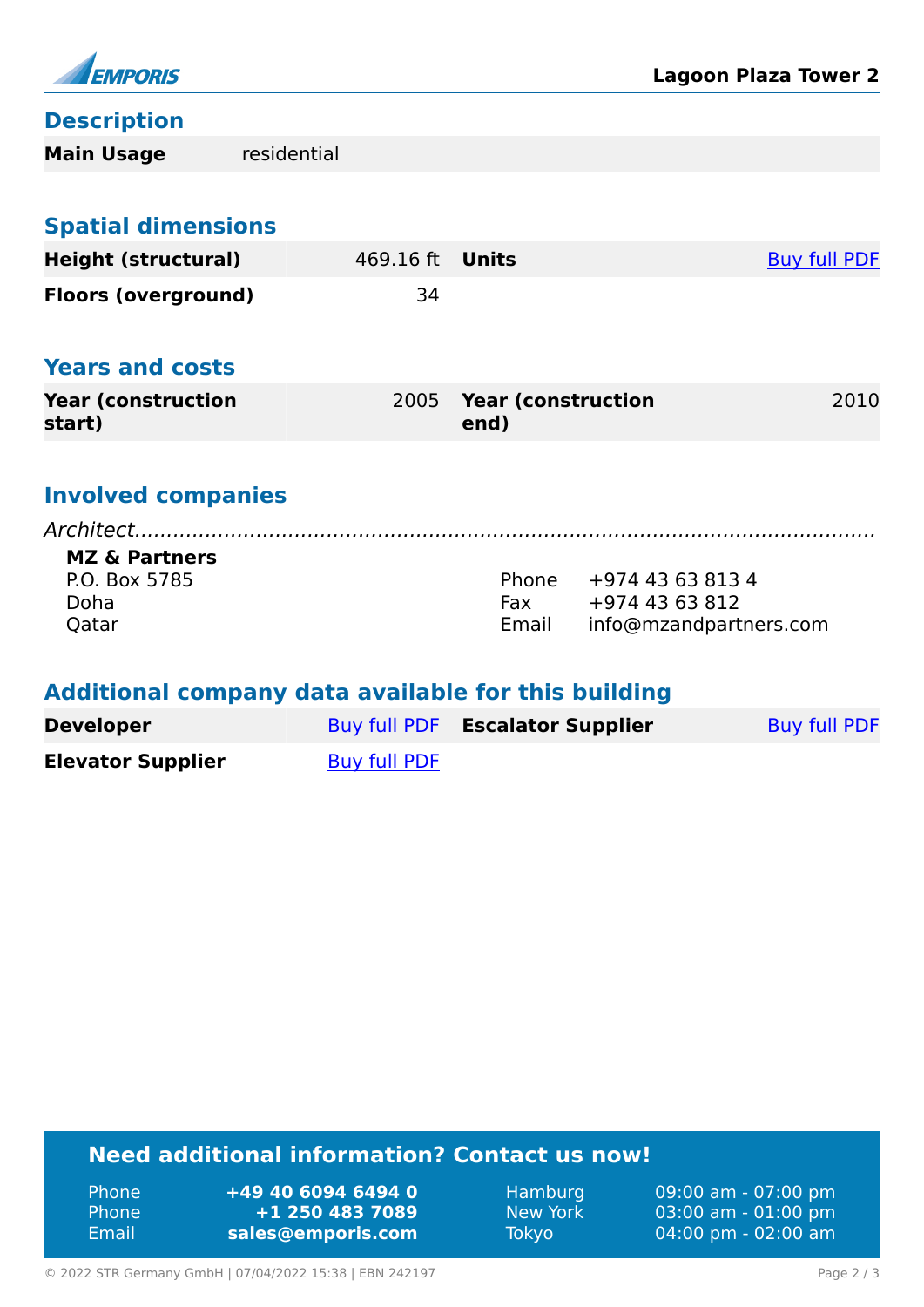## Description

| Main Usage | residential |
|---|---|

## Spatial dimensions

| | | | |
|---|---|---|---|
| **Height (structural)** | 469.16 ft | **Units** | Buy full PDF |
| **Floors (overground)** | 34 | | |

## Years and costs

| | | | |
|---|---|---|---|
| **Year (construction start)** | 2005 | **Year (construction end)** | 2010 |

## Involved companies

*Architect*

**MZ & Partners**
P.O. Box 5785
Doha
Qatar

Phone +974 43 63 813 4
Fax +974 43 63 812
Email info@mzandpartners.com

## Additional company data available for this building

| | | | |
|---|---|---|---|
| **Developer** | Buy full PDF | **Escalator Supplier** | Buy full PDF |
| **Elevator Supplier** | Buy full PDF | | |

**Need additional information? Contact us now!**

| | | | |
|---|---|---|---|
| Phone | **+49 40 6094 6494 0** | Hamburg | 09:00 am - 07:00 pm |
| Phone | **+1 250 483 7089** | New York | 03:00 am - 01:00 pm |
| Email | **sales@emporis.com** | Tokyo | 04:00 pm - 02:00 am |

© 2022 STR Germany GmbH | 07/04/2022 15:38 | EBN 242197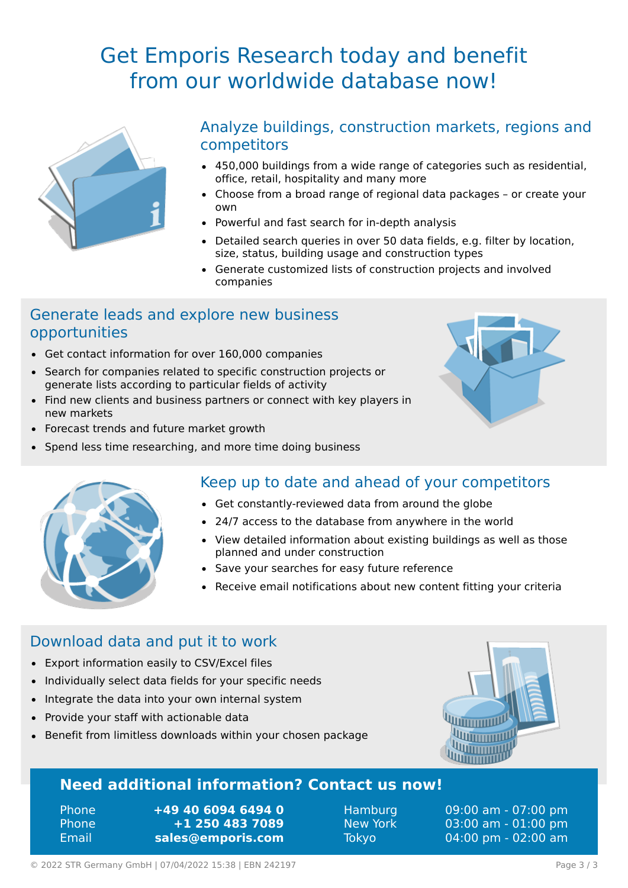# Get Emporis Research today and benefit from our worldwide database now!

## Analyze buildings, construction markets, regions and competitors

- 450,000 buildings from a wide range of categories such as residential, office, retail, hospitality and many more
- Choose from a broad range of regional data packages – or create your own
- Powerful and fast search for in-depth analysis
- Detailed search queries in over 50 data fields, e.g. filter by location, size, status, building usage and construction types
- Generate customized lists of construction projects and involved companies

## Generate leads and explore new business opportunities

- Get contact information for over 160,000 companies
- Search for companies related to specific construction projects or generate lists according to particular fields of activity
- Find new clients and business partners or connect with key players in new markets
- Forecast trends and future market growth
- Spend less time researching, and more time doing business

## Keep up to date and ahead of your competitors

- Get constantly-reviewed data from around the globe
- 24/7 access to the database from anywhere in the world
- View detailed information about existing buildings as well as those planned and under construction
- Save your searches for easy future reference
- Receive email notifications about new content fitting your criteria

## Download data and put it to work

- Export information easily to CSV/Excel files
- Individually select data fields for your specific needs
- Integrate the data into your own internal system
- Provide your staff with actionable data
- Benefit from limitless downloads within your chosen package

**Need additional information? Contact us now!**

| | | | |
|---|---|---|---|
| Phone | **+49 40 6094 6494 0** | Hamburg | 09:00 am - 07:00 pm |
| Phone | **+1 250 483 7089** | New York | 03:00 am - 01:00 pm |
| Email | **sales@emporis.com** | Tokyo | 04:00 pm - 02:00 am |

© 2022 STR Germany GmbH | 07/04/2022 15:38 | EBN 242197